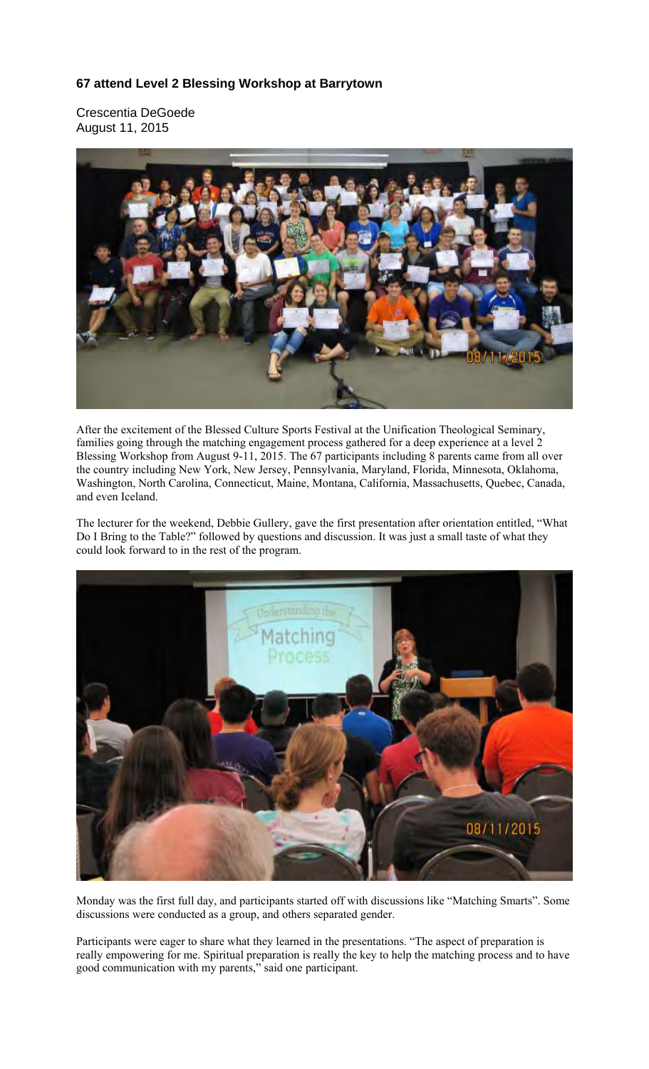### 67 attend Level 2 Blessing Workshop at Barrytown

Crescentia DeGoede
August 11, 2015

After the excitement of the Blessed Culture Sports Festival at the Unification Theological Seminary, families going through the matching engagement process gathered for a deep experience at a level 2 Blessing Workshop from August 9-11, 2015. The 67 participants including 8 parents came from all over the country including New York, New Jersey, Pennsylvania, Maryland, Florida, Minnesota, Oklahoma, Washington, North Carolina, Connecticut, Maine, Montana, California, Massachusetts, Quebec, Canada, and even Iceland.

The lecturer for the weekend, Debbie Gullery, gave the first presentation after orientation entitled, "What Do I Bring to the Table?" followed by questions and discussion. It was just a small taste of what they could look forward to in the rest of the program.

Monday was the first full day, and participants started off with discussions like "Matching Smarts". Some discussions were conducted as a group, and others separated gender.

Participants were eager to share what they learned in the presentations. "The aspect of preparation is really empowering for me. Spiritual preparation is really the key to help the matching process and to have good communication with my parents," said one participant.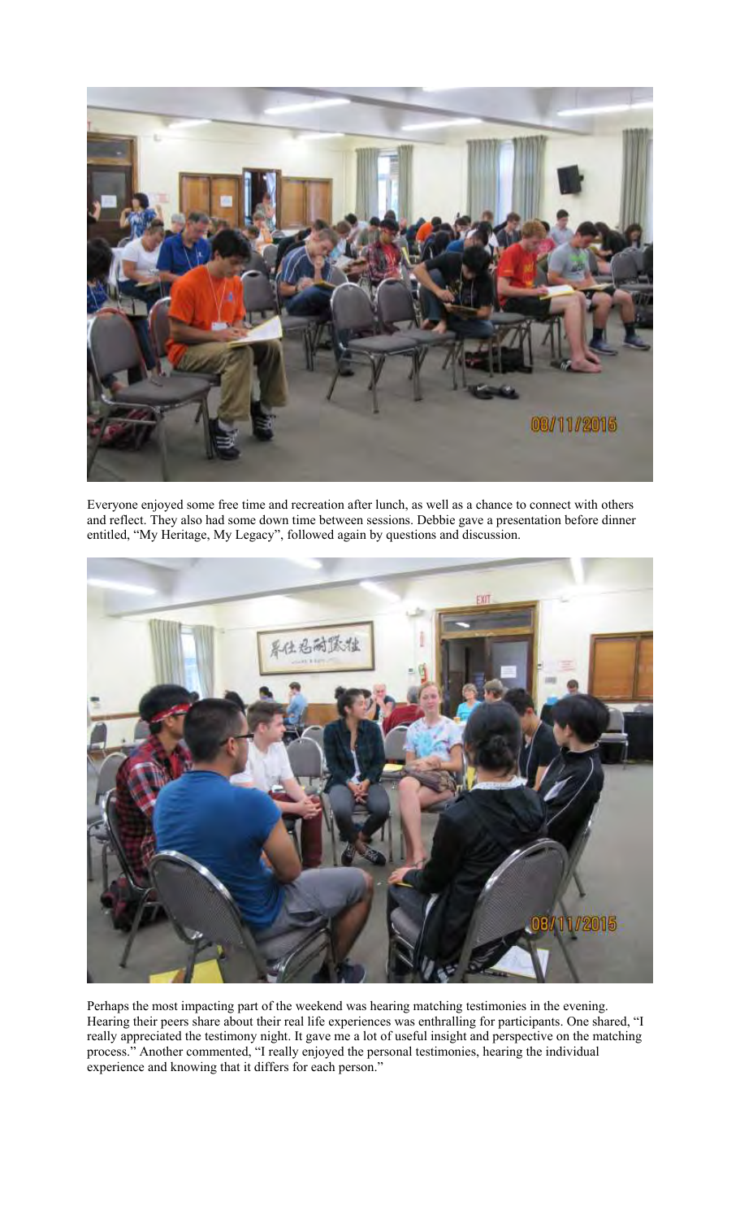Everyone enjoyed some free time and recreation after lunch, as well as a chance to connect with others and reflect. They also had some down time between sessions. Debbie gave a presentation before dinner entitled, "My Heritage, My Legacy", followed again by questions and discussion.

Perhaps the most impacting part of the weekend was hearing matching testimonies in the evening. Hearing their peers share about their real life experiences was enthralling for participants. One shared, "I really appreciated the testimony night. It gave me a lot of useful insight and perspective on the matching process." Another commented, "I really enjoyed the personal testimonies, hearing the individual experience and knowing that it differs for each person."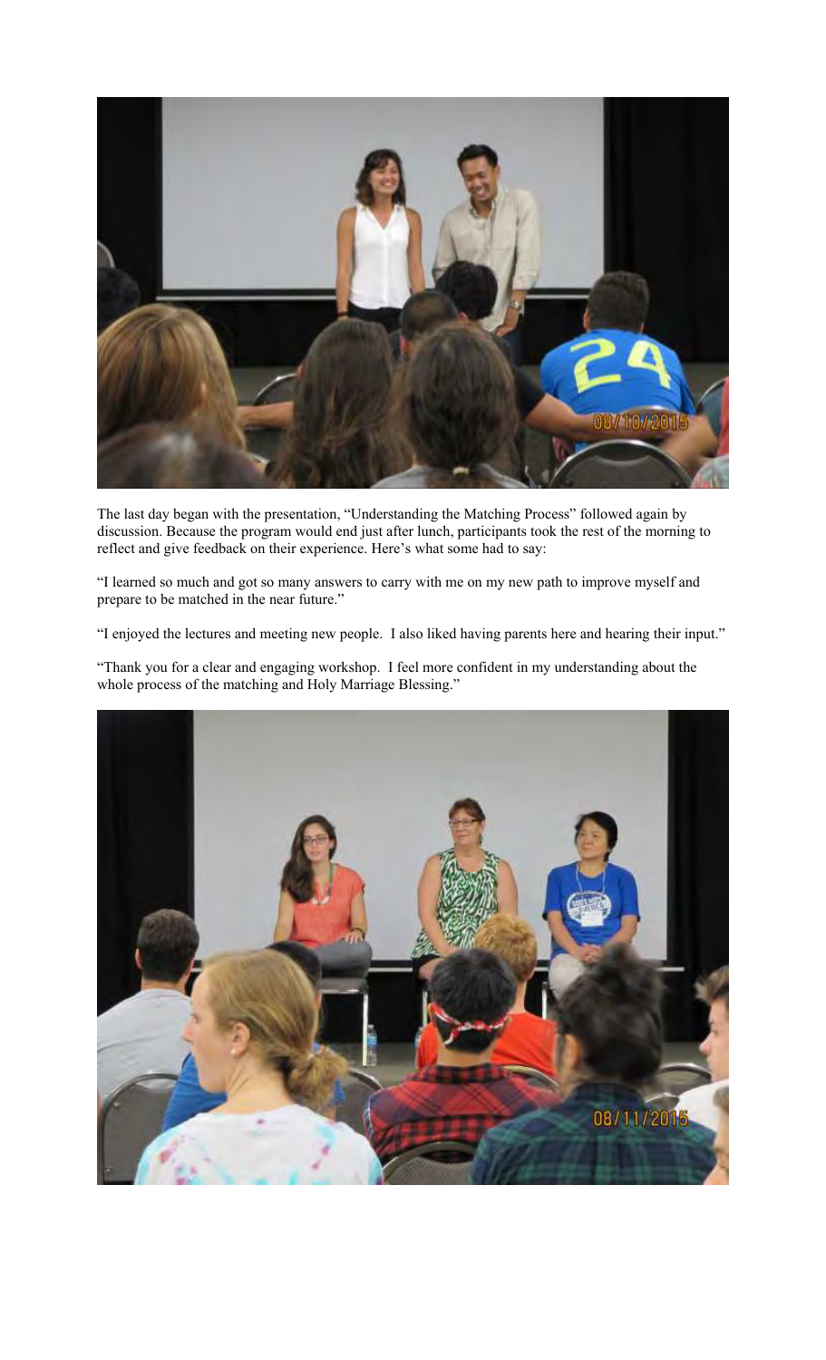The last day began with the presentation, "Understanding the Matching Process" followed again by discussion. Because the program would end just after lunch, participants took the rest of the morning to reflect and give feedback on their experience. Here's what some had to say:

"I learned so much and got so many answers to carry with me on my new path to improve myself and prepare to be matched in the near future."

"I enjoyed the lectures and meeting new people. I also liked having parents here and hearing their input."

"Thank you for a clear and engaging workshop. I feel more confident in my understanding about the whole process of the matching and Holy Marriage Blessing."